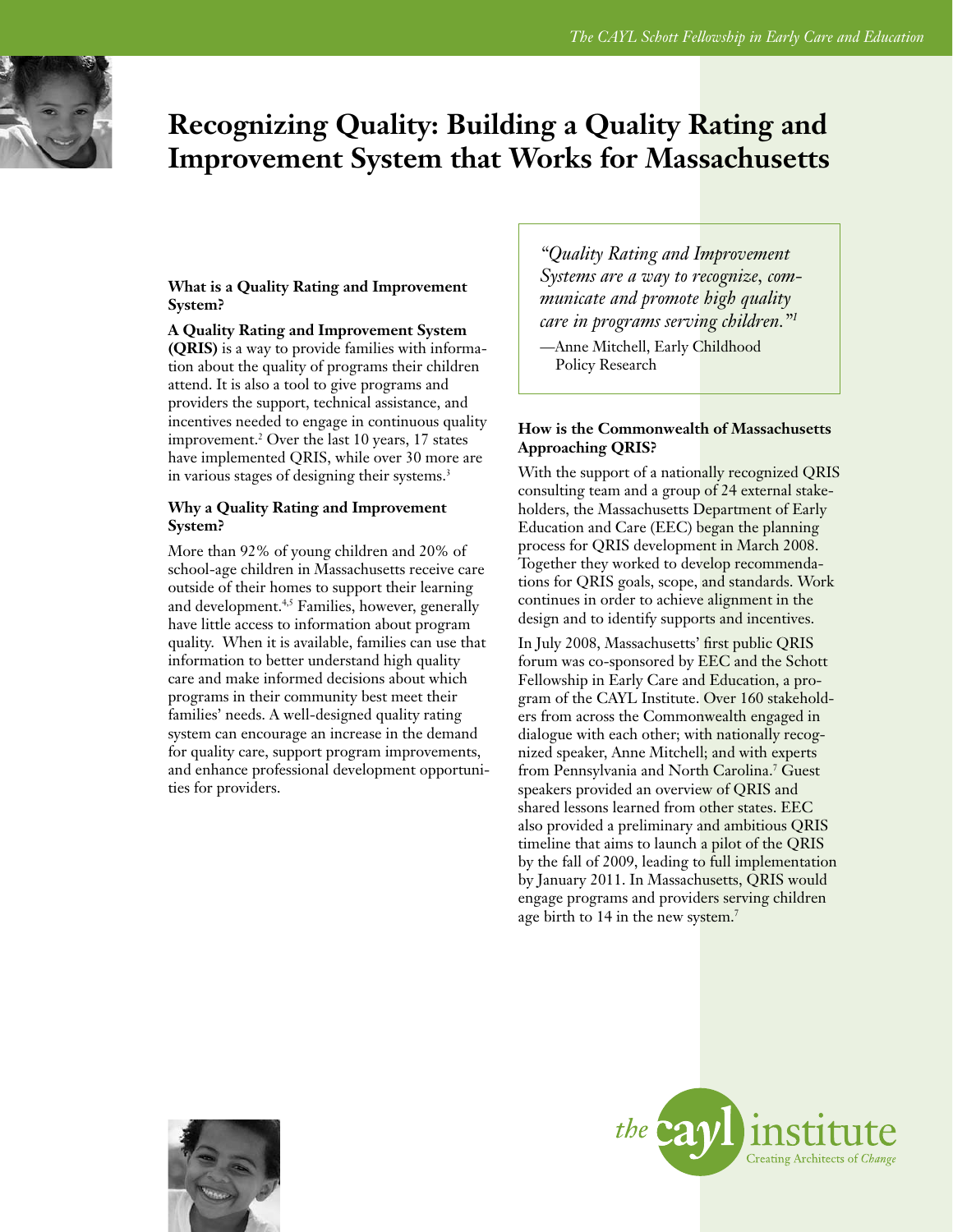// CAYL Schott Fellowship QRIS brief — page 1 of 4 (doc e0029ae6868e)

# Recognizing Quality: Building a Quality Rating and Improvement System that Works for Massachusetts

### What is a Quality Rating and Improvement System?

**A Quality Rating and Improvement System (QRIS)** is a way to provide families with information about the quality of programs their children attend. It is also a tool to give programs and providers the support, technical assistance, and incentives needed to engage in continuous quality improvement.[2] Over the last 10 years, 17 states have implemented QRIS, while over 30 more are in various stages of designing their systems.[3]

### Why a Quality Rating and Improvement System?

More than 92% of young children and 20% of school-age children in Massachusetts receive care outside of their homes to support their learning and development.[4,5] Families, however, generally have little access to information about program quality. When it is available, families can use that information to better understand high quality care and make informed decisions about which programs in their community best meet their families' needs. A well-designed quality rating system can encourage an increase in the demand for quality care, support program improvements, and enhance professional development opportunities for providers.

> *"Quality Rating and Improvement Systems are a way to recognize, communicate and promote high quality care in programs serving children."*[1]
>
> —Anne Mitchell, Early Childhood Policy Research

### How is the Commonwealth of Massachusetts Approaching QRIS?

With the support of a nationally recognized QRIS consulting team and a group of 24 external stakeholders, the Massachusetts Department of Early Education and Care (EEC) began the planning process for QRIS development in March 2008. Together they worked to develop recommendations for QRIS goals, scope, and standards. Work continues in order to achieve alignment in the design and to identify supports and incentives.

In July 2008, Massachusetts' first public QRIS forum was co-sponsored by EEC and the Schott Fellowship in Early Care and Education, a program of the CAYL Institute. Over 160 stakeholders from across the Commonwealth engaged in dialogue with each other; with nationally recognized speaker, Anne Mitchell; and with experts from Pennsylvania and North Carolina.[7] Guest speakers provided an overview of QRIS and shared lessons learned from other states. EEC also provided a preliminary and ambitious QRIS timeline that aims to launch a pilot of the QRIS by the fall of 2009, leading to full implementation by January 2011. In Massachusetts, QRIS would engage programs and providers serving children age birth to 14 in the new system.[7]

the cayl institute
Creating Architects of *Change*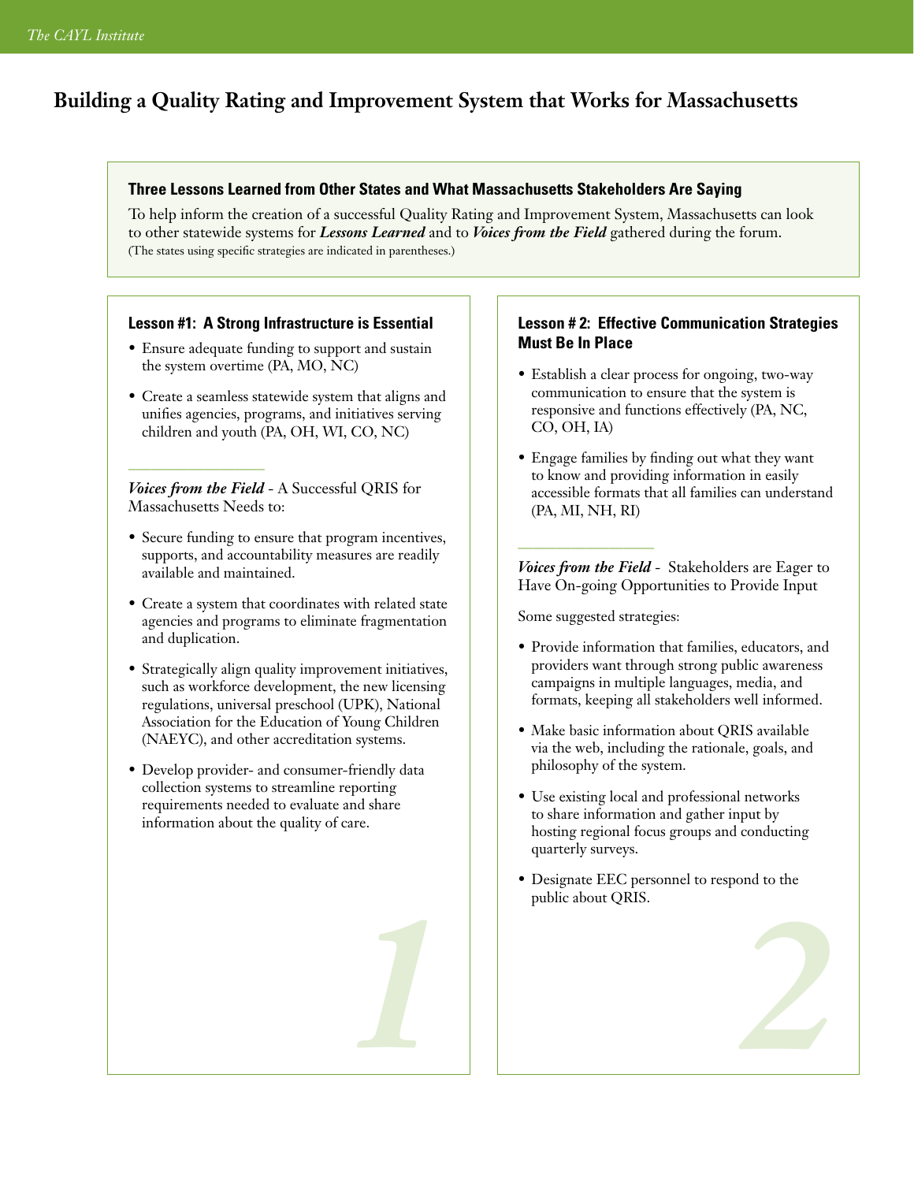# Building a Quality Rating and Improvement System that Works for Massachusetts

## Three Lessons Learned from Other States and What Massachusetts Stakeholders Are Saying

To help inform the creation of a successful Quality Rating and Improvement System, Massachusetts can look to other statewide systems for ***Lessons Learned*** and to ***Voices from the Field*** gathered during the forum. (The states using specific strategies are indicated in parentheses.)

### Lesson #1: A Strong Infrastructure is Essential

- Ensure adequate funding to support and sustain the system overtime (PA, MO, NC)
- Create a seamless statewide system that aligns and unifies agencies, programs, and initiatives serving children and youth (PA, OH, WI, CO, NC)

***Voices from the Field*** - A Successful QRIS for Massachusetts Needs to:

- Secure funding to ensure that program incentives, supports, and accountability measures are readily available and maintained.
- Create a system that coordinates with related state agencies and programs to eliminate fragmentation and duplication.
- Strategically align quality improvement initiatives, such as workforce development, the new licensing regulations, universal preschool (UPK), National Association for the Education of Young Children (NAEYC), and other accreditation systems.
- Develop provider- and consumer-friendly data collection systems to streamline reporting requirements needed to evaluate and share information about the quality of care.

### Lesson # 2: Effective Communication Strategies Must Be In Place

- Establish a clear process for ongoing, two-way communication to ensure that the system is responsive and functions effectively (PA, NC, CO, OH, IA)
- Engage families by finding out what they want to know and providing information in easily accessible formats that all families can understand (PA, MI, NH, RI)

***Voices from the Field*** - Stakeholders are Eager to Have On-going Opportunities to Provide Input

Some suggested strategies:

- Provide information that families, educators, and providers want through strong public awareness campaigns in multiple languages, media, and formats, keeping all stakeholders well informed.
- Make basic information about QRIS available via the web, including the rationale, goals, and philosophy of the system.
- Use existing local and professional networks to share information and gather input by hosting regional focus groups and conducting quarterly surveys.
- Designate EEC personnel to respond to the public about QRIS.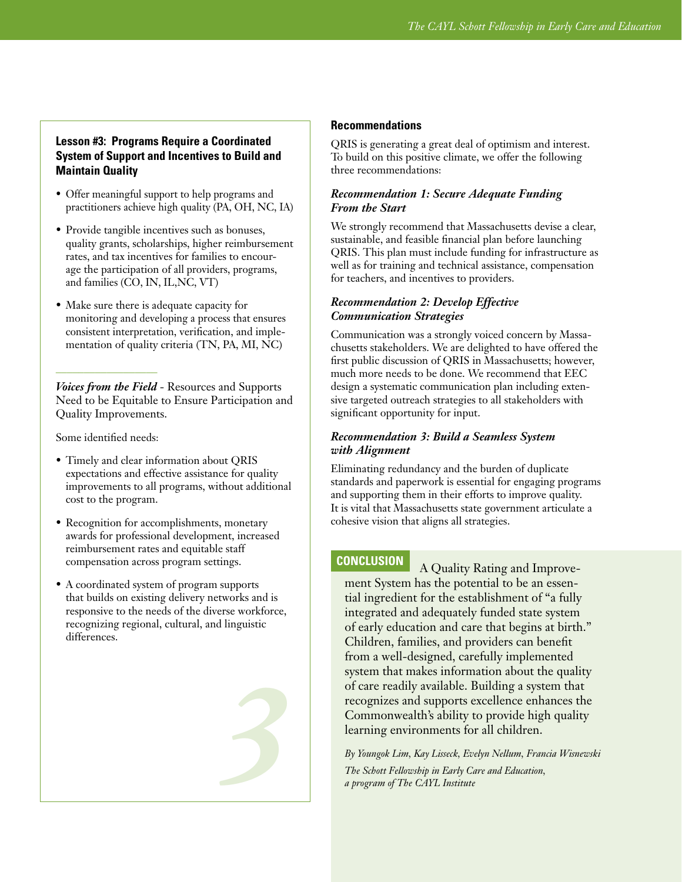### Lesson #3: Programs Require a Coordinated System of Support and Incentives to Build and Maintain Quality

- Offer meaningful support to help programs and practitioners achieve high quality (PA, OH, NC, IA)
- Provide tangible incentives such as bonuses, quality grants, scholarships, higher reimbursement rates, and tax incentives for families to encourage the participation of all providers, programs, and families (CO, IN, IL,NC, VT)
- Make sure there is adequate capacity for monitoring and developing a process that ensures consistent interpretation, verification, and implementation of quality criteria (TN, PA, MI, NC)

***Voices from the Field*** - Resources and Supports Need to be Equitable to Ensure Participation and Quality Improvements.

Some identified needs:

- Timely and clear information about QRIS expectations and effective assistance for quality improvements to all programs, without additional cost to the program.
- Recognition for accomplishments, monetary awards for professional development, increased reimbursement rates and equitable staff compensation across program settings.
- A coordinated system of program supports that builds on existing delivery networks and is responsive to the needs of the diverse workforce, recognizing regional, cultural, and linguistic differences.

### Recommendations

QRIS is generating a great deal of optimism and interest. To build on this positive climate, we offer the following three recommendations:

#### *Recommendation 1: Secure Adequate Funding From the Start*

We strongly recommend that Massachusetts devise a clear, sustainable, and feasible financial plan before launching QRIS. This plan must include funding for infrastructure as well as for training and technical assistance, compensation for teachers, and incentives to providers.

#### *Recommendation 2: Develop Effective Communication Strategies*

Communication was a strongly voiced concern by Massachusetts stakeholders. We are delighted to have offered the first public discussion of QRIS in Massachusetts; however, much more needs to be done. We recommend that EEC design a systematic communication plan including extensive targeted outreach strategies to all stakeholders with significant opportunity for input.

#### *Recommendation 3: Build a Seamless System with Alignment*

Eliminating redundancy and the burden of duplicate standards and paperwork is essential for engaging programs and supporting them in their efforts to improve quality. It is vital that Massachusetts state government articulate a cohesive vision that aligns all strategies.

### CONCLUSION

A Quality Rating and Improvement System has the potential to be an essential ingredient for the establishment of "a fully integrated and adequately funded state system of early education and care that begins at birth." Children, families, and providers can benefit from a well-designed, carefully implemented system that makes information about the quality of care readily available. Building a system that recognizes and supports excellence enhances the Commonwealth's ability to provide high quality learning environments for all children.

*By Youngok Lim, Kay Lisseck, Evelyn Nellum, Francia Wisnewski*

*The Schott Fellowship in Early Care and Education, a program of The CAYL Institute*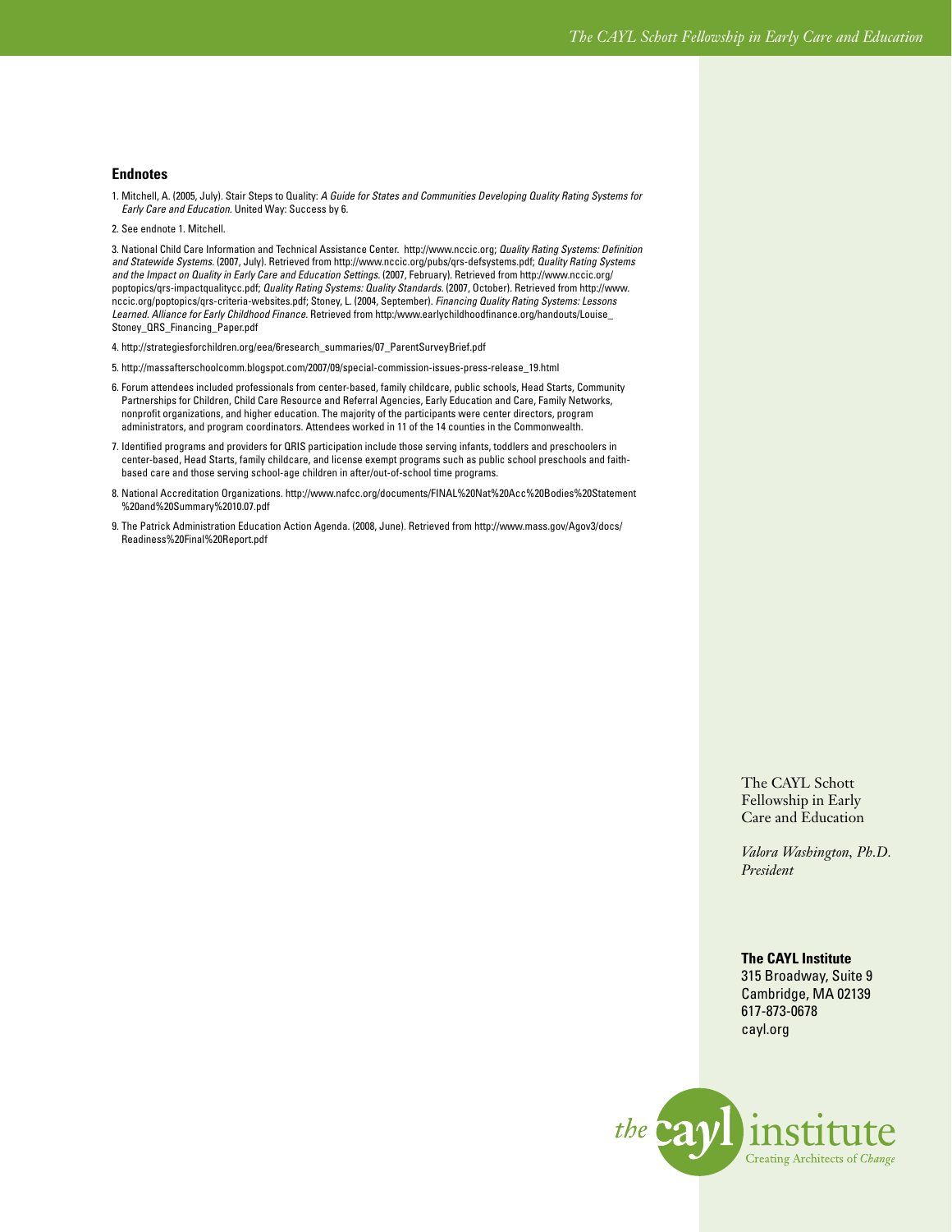## Endnotes

1. Mitchell, A. (2005, July). Stair Steps to Quality: *A Guide for States and Communities Developing Quality Rating Systems for Early Care and Education*. United Way: Success by 6.

2. See endnote 1. Mitchell.

3. National Child Care Information and Technical Assistance Center. http://www.nccic.org; *Quality Rating Systems: Definition and Statewide Systems*. (2007, July). Retrieved from http://www.nccic.org/pubs/qrs-defsystems.pdf; *Quality Rating Systems and the Impact on Quality in Early Care and Education Settings*. (2007, February). Retrieved from http://www.nccic.org/poptopics/qrs-impactqualitycc.pdf; *Quality Rating Systems: Quality Standards*. (2007, October). Retrieved from http://www.nccic.org/poptopics/qrs-criteria-websites.pdf; Stoney, L. (2004, September). *Financing Quality Rating Systems: Lessons Learned. Alliance for Early Childhood Finance*. Retrieved from http:/www.earlychildhoodfinance.org/handouts/Louise_Stoney_QRS_Financing_Paper.pdf

4. http://strategiesforchildren.org/eea/6research_summaries/07_ParentSurveyBrief.pdf

5. http://massafterschoolcomm.blogspot.com/2007/09/special-commission-issues-press-release_19.html

6. Forum attendees included professionals from center-based, family childcare, public schools, Head Starts, Community Partnerships for Children, Child Care Resource and Referral Agencies, Early Education and Care, Family Networks, nonprofit organizations, and higher education. The majority of the participants were center directors, program administrators, and program coordinators. Attendees worked in 11 of the 14 counties in the Commonwealth.

7. Identified programs and providers for QRIS participation include those serving infants, toddlers and preschoolers in center-based, Head Starts, family childcare, and license exempt programs such as public school preschools and faith-based care and those serving school-age children in after/out-of-school time programs.

8. National Accreditation Organizations. http://www.nafcc.org/documents/FINAL%20Nat%20Acc%20Bodies%20Statement%20and%20Summary%2010.07.pdf

9. The Patrick Administration Education Action Agenda. (2008, June). Retrieved from http://www.mass.gov/Agov3/docs/Readiness%20Final%20Report.pdf

The CAYL Schott Fellowship in Early Care and Education

*Valora Washington, Ph.D.*
*President*

**The CAYL Institute**
315 Broadway, Suite 9
Cambridge, MA 02139
617-873-0678
cayl.org

the cayl institute
Creating Architects of *Change*